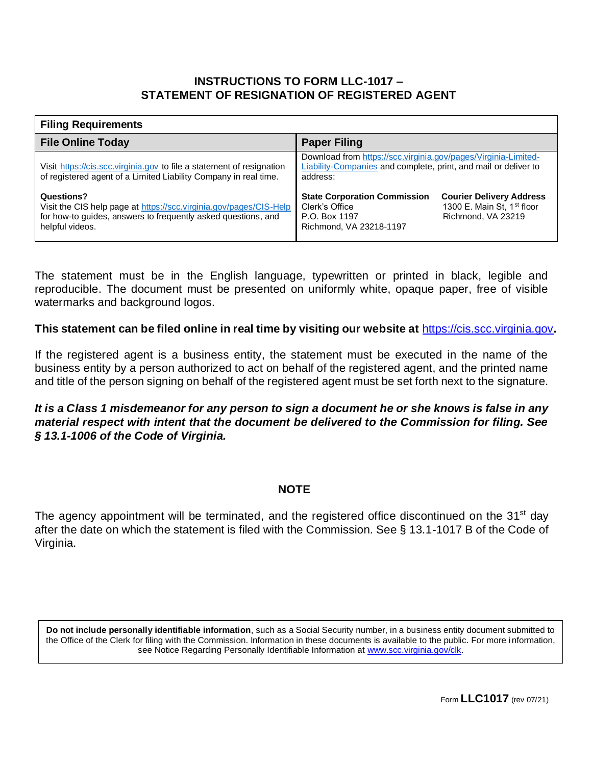# INSTRUCTIONS TO FORM LLC-1017 – STATEMENT OF RESIGNATION OF REGISTERED AGENT

| Filing Requirements | |
|---|---|
| **File Online Today** | **Paper Filing** |
| Visit https://cis.scc.virginia.gov to file a statement of resignation of registered agent of a Limited Liability Company in real time. | Download from https://scc.virginia.gov/pages/Virginia-Limited-Liability-Companies and complete, print, and mail or deliver to address: |
| **Questions?** Visit the CIS help page at https://scc.virginia.gov/pages/CIS-Help for how-to guides, answers to frequently asked questions, and helpful videos. | **State Corporation Commission** Clerk's Office P.O. Box 1197 Richmond, VA 23218-1197 — **Courier Delivery Address** 1300 E. Main St, 1st floor Richmond, VA 23219 |

The statement must be in the English language, typewritten or printed in black, legible and reproducible. The document must be presented on uniformly white, opaque paper, free of visible watermarks and background logos.

**This statement can be filed online in real time by visiting our website at https://cis.scc.virginia.gov.**

If the registered agent is a business entity, the statement must be executed in the name of the business entity by a person authorized to act on behalf of the registered agent, and the printed name and title of the person signing on behalf of the registered agent must be set forth next to the signature.

***It is a Class 1 misdemeanor for any person to sign a document he or she knows is false in any material respect with intent that the document be delivered to the Commission for filing. See § 13.1-1006 of the Code of Virginia.***

## NOTE

The agency appointment will be terminated, and the registered office discontinued on the 31st day after the date on which the statement is filed with the Commission. See § 13.1-1017 B of the Code of Virginia.

**Do not include personally identifiable information**, such as a Social Security number, in a business entity document submitted to the Office of the Clerk for filing with the Commission. Information in these documents is available to the public. For more information, see Notice Regarding Personally Identifiable Information at www.scc.virginia.gov/clk.

Form **LLC1017** (rev 07/21)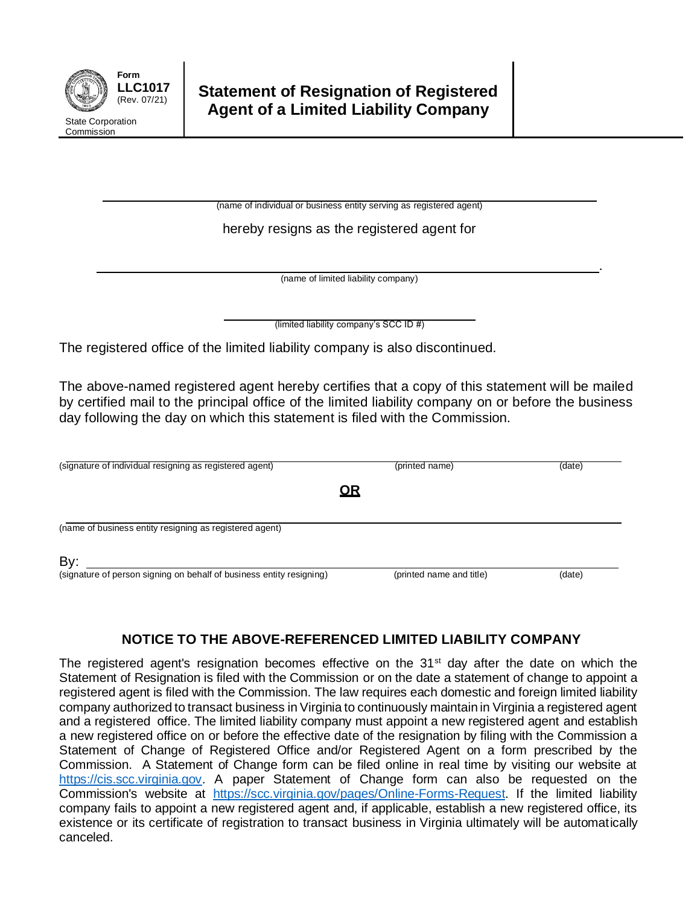Form **LLC1017** (Rev. 07/21)

State Corporation Commission

# Statement of Resignation of Registered Agent of a Limited Liability Company

______________________________________________
(name of individual or business entity serving as registered agent)

hereby resigns as the registered agent for

______________________________________________.
(name of limited liability company)

______________________________
(limited liability company's SCC ID #)

The registered office of the limited liability company is also discontinued.

The above-named registered agent hereby certifies that a copy of this statement will be mailed by certified mail to the principal office of the limited liability company on or before the business day following the day on which this statement is filed with the Commission.

______________________________________________
(signature of individual resigning as registered agent) (printed name) (date)

**OR**

______________________________________________
(name of business entity resigning as registered agent)

By: ______________________________________________
(signature of person signing on behalf of business entity resigning) (printed name and title) (date)

## NOTICE TO THE ABOVE-REFERENCED LIMITED LIABILITY COMPANY

The registered agent's resignation becomes effective on the 31st day after the date on which the Statement of Resignation is filed with the Commission or on the date a statement of change to appoint a registered agent is filed with the Commission. The law requires each domestic and foreign limited liability company authorized to transact business in Virginia to continuously maintain in Virginia a registered agent and a registered office. The limited liability company must appoint a new registered agent and establish a new registered office on or before the effective date of the resignation by filing with the Commission a Statement of Change of Registered Office and/or Registered Agent on a form prescribed by the Commission. A Statement of Change form can be filed online in real time by visiting our website at https://cis.scc.virginia.gov. A paper Statement of Change form can also be requested on the Commission's website at https://scc.virginia.gov/pages/Online-Forms-Request. If the limited liability company fails to appoint a new registered agent and, if applicable, establish a new registered office, its existence or its certificate of registration to transact business in Virginia ultimately will be automatically canceled.